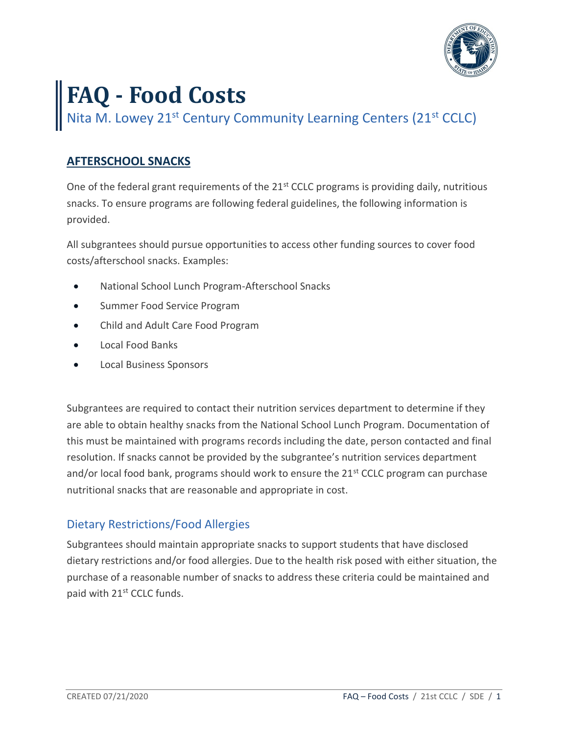# FAQ - Food Costs

Nita M. Lowey 21st Century Community Learning Centers (21st CCLC)

## AFTERSCHOOL SNACKS

One of the federal grant requirements of the 21st CCLC programs is providing daily, nutritious snacks. To ensure programs are following federal guidelines, the following information is provided.

All subgrantees should pursue opportunities to access other funding sources to cover food costs/afterschool snacks. Examples:

- National School Lunch Program-Afterschool Snacks
- Summer Food Service Program
- Child and Adult Care Food Program
- Local Food Banks
- Local Business Sponsors

Subgrantees are required to contact their nutrition services department to determine if they are able to obtain healthy snacks from the National School Lunch Program. Documentation of this must be maintained with programs records including the date, person contacted and final resolution. If snacks cannot be provided by the subgrantee's nutrition services department and/or local food bank, programs should work to ensure the 21st CCLC program can purchase nutritional snacks that are reasonable and appropriate in cost.

### Dietary Restrictions/Food Allergies

Subgrantees should maintain appropriate snacks to support students that have disclosed dietary restrictions and/or food allergies. Due to the health risk posed with either situation, the purchase of a reasonable number of snacks to address these criteria could be maintained and paid with 21st CCLC funds.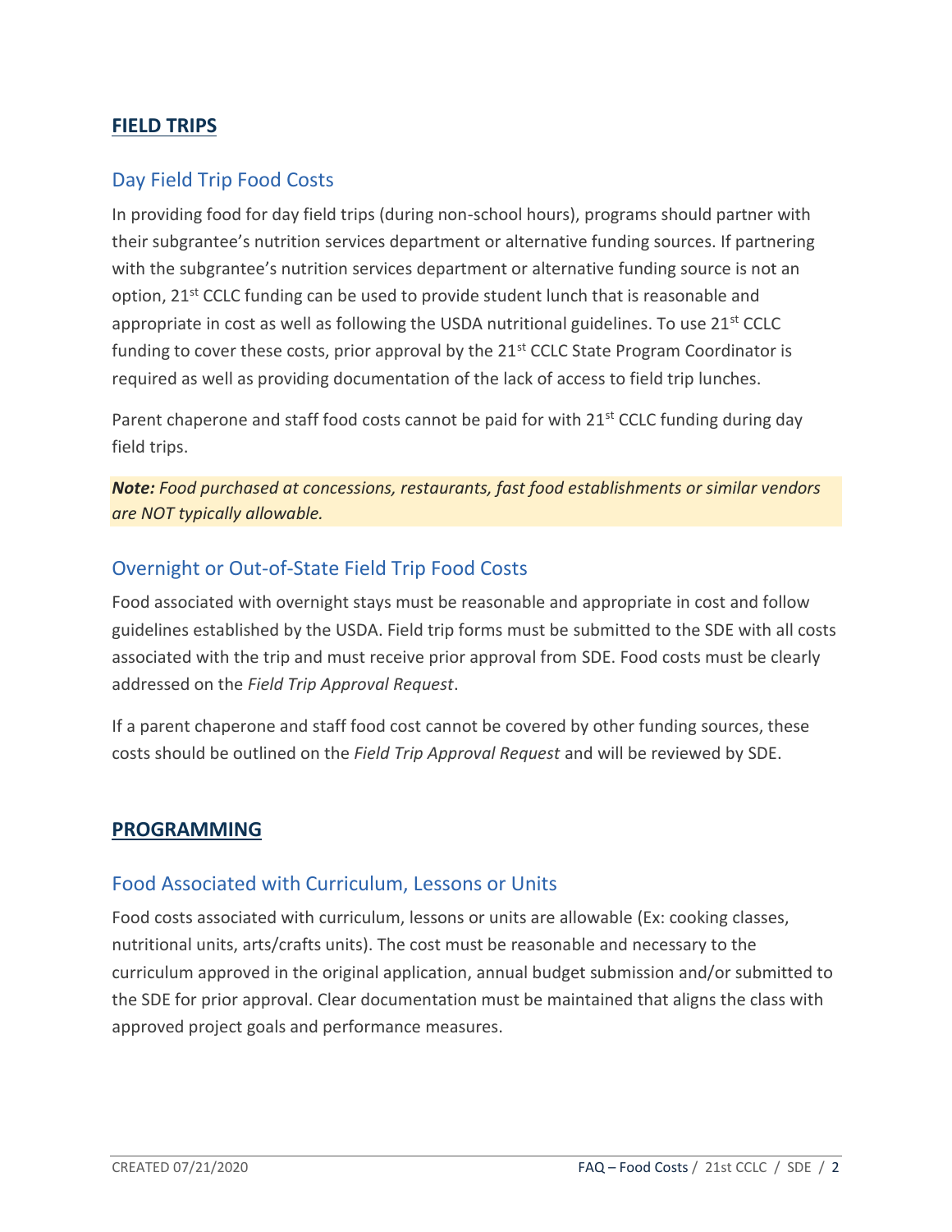## FIELD TRIPS

### Day Field Trip Food Costs

In providing food for day field trips (during non-school hours), programs should partner with their subgrantee's nutrition services department or alternative funding sources. If partnering with the subgrantee's nutrition services department or alternative funding source is not an option, 21st CCLC funding can be used to provide student lunch that is reasonable and appropriate in cost as well as following the USDA nutritional guidelines. To use 21st CCLC funding to cover these costs, prior approval by the 21st CCLC State Program Coordinator is required as well as providing documentation of the lack of access to field trip lunches.

Parent chaperone and staff food costs cannot be paid for with 21st CCLC funding during day field trips.

***Note:** Food purchased at concessions, restaurants, fast food establishments or similar vendors are NOT typically allowable.*

### Overnight or Out-of-State Field Trip Food Costs

Food associated with overnight stays must be reasonable and appropriate in cost and follow guidelines established by the USDA. Field trip forms must be submitted to the SDE with all costs associated with the trip and must receive prior approval from SDE. Food costs must be clearly addressed on the *Field Trip Approval Request*.

If a parent chaperone and staff food cost cannot be covered by other funding sources, these costs should be outlined on the *Field Trip Approval Request* and will be reviewed by SDE.

## PROGRAMMING

### Food Associated with Curriculum, Lessons or Units

Food costs associated with curriculum, lessons or units are allowable (Ex: cooking classes, nutritional units, arts/crafts units). The cost must be reasonable and necessary to the curriculum approved in the original application, annual budget submission and/or submitted to the SDE for prior approval. Clear documentation must be maintained that aligns the class with approved project goals and performance measures.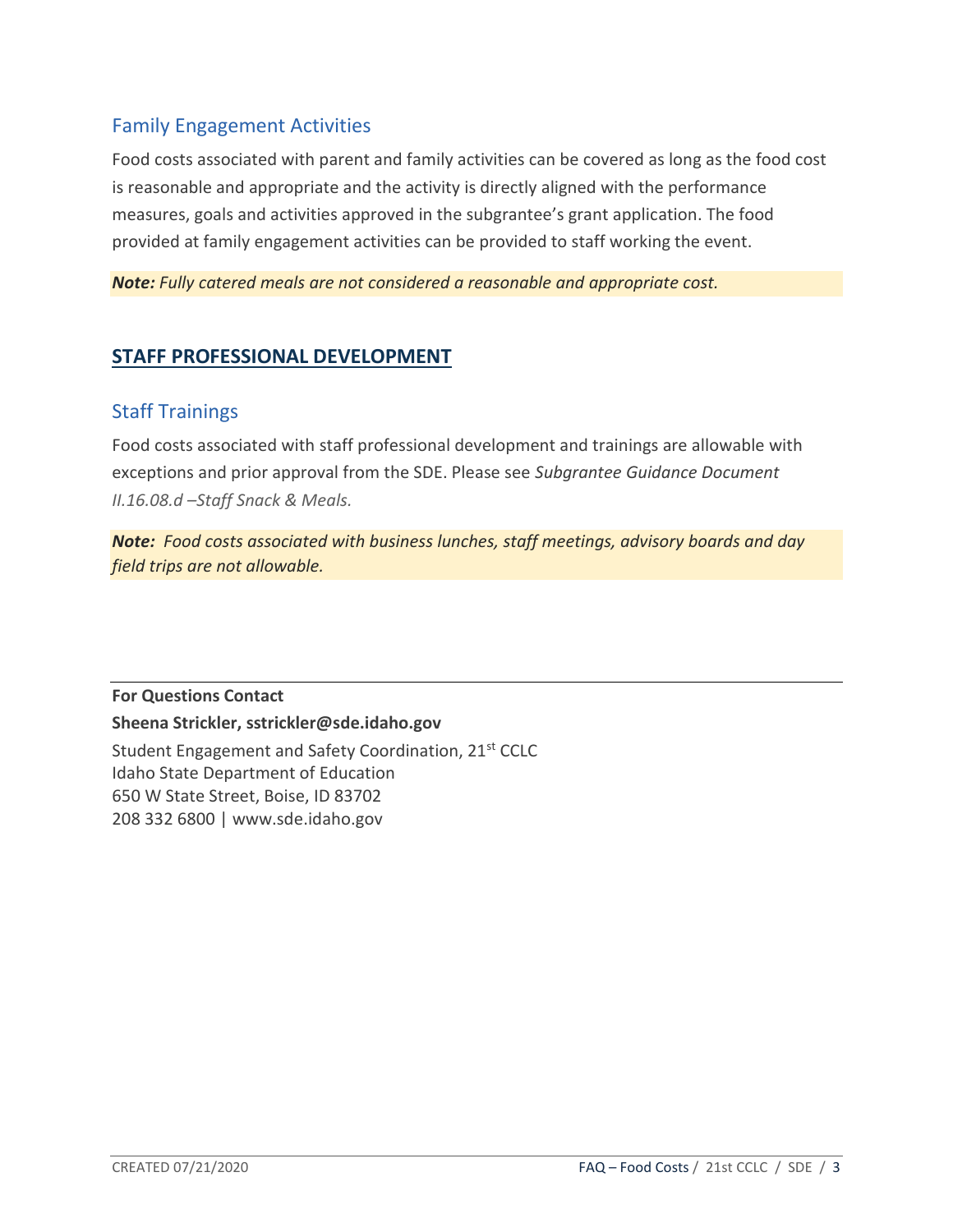### Family Engagement Activities

Food costs associated with parent and family activities can be covered as long as the food cost is reasonable and appropriate and the activity is directly aligned with the performance measures, goals and activities approved in the subgrantee's grant application. The food provided at family engagement activities can be provided to staff working the event.

***Note:*** *Fully catered meals are not considered a reasonable and appropriate cost.*

## STAFF PROFESSIONAL DEVELOPMENT

### Staff Trainings

Food costs associated with staff professional development and trainings are allowable with exceptions and prior approval from the SDE. Please see *Subgrantee Guidance Document II.16.08.d –Staff Snack & Meals.*

***Note:*** *Food costs associated with business lunches, staff meetings, advisory boards and day field trips are not allowable.*

---

**For Questions Contact**

**Sheena Strickler, sstrickler@sde.idaho.gov**

Student Engagement and Safety Coordination, 21st CCLC
Idaho State Department of Education
650 W State Street, Boise, ID 83702
208 332 6800 | www.sde.idaho.gov